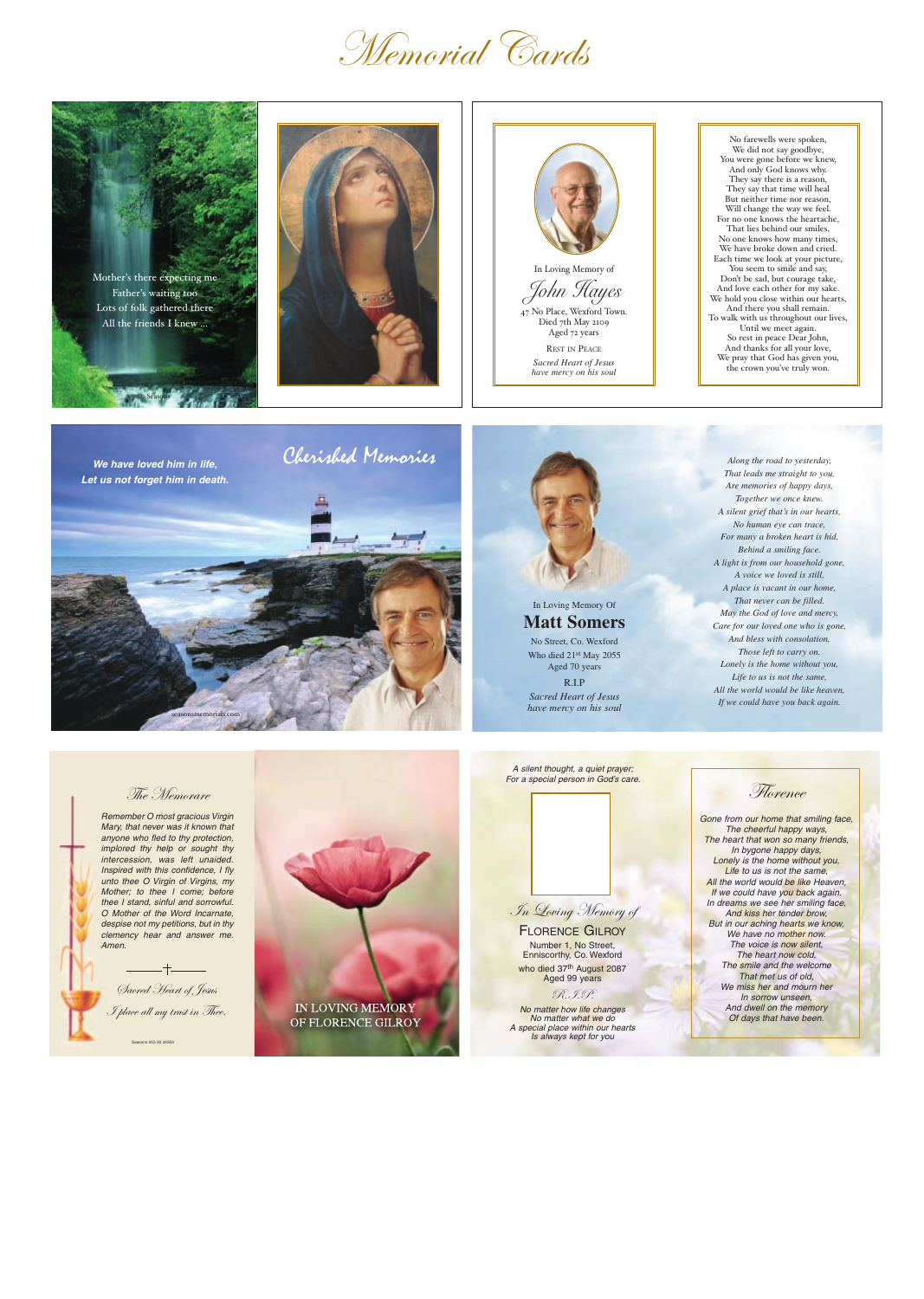# Memorial Cards

Mother's there expecting me
Father's waiting too
Lots of folk gathered there
All the friends I knew ...

Seasons

In Loving Memory of

*John Hayes*

47 No Place, Wexford Town.
Died 7th May 2109
Aged 72 years

REST IN PEACE

*Sacred Heart of Jesus*
*have mercy on his soul*

No farewells were spoken,
We did not say goodbye,
You were gone before we knew,
And only God knows why.
They say there is a reason,
They say that time will heal
But neither time nor reason,
Will change the way we feel.
For no one knows the heartache,
That lies behind our smiles,
No one knows how many times,
We have broke down and cried.
Each time we look at your picture,
You seem to smile and say,
Don't be sad, but courage take,
And love each other for my sake.
We hold you close within our hearts,
And there you shall remain.
To walk with us throughout our lives,
Until we meet again.
So rest in peace Dear John,
And thanks for all your love,
We pray that God has given you,
the crown you've truly won.

***We have loved him in life,***
***Let us not forget him in death.***

*Cherished Memories*

seasonsmemorials.com

In Loving Memory Of

## Matt Somers

No Street, Co. Wexford
Who died 21st May 2055
Aged 70 years

R.I.P

*Sacred Heart of Jesus*
*have mercy on his soul*

*Along the road to yesterday,*
*That leads me straight to you,*
*Are memories of happy days,*
*Together we once knew.*
*A silent grief that's in our hearts,*
*No human eye can trace,*
*For many a broken heart is hid,*
*Behind a smiling face.*
*A light is from our household gone,*
*A voice we loved is still,*
*A place is vacant in our home,*
*That never can be filled.*
*May the God of love and mercy,*
*Care for our loved one who is gone,*
*And bless with consolation,*
*Those left to carry on.*
*Lonely is the home without you,*
*Life to us is not the same,*
*All the world would be like heaven,*
*If we could have you back again.*

*The Memorare*

*Remember O most gracious Virgin Mary, that never was it known that anyone who fled to thy protection, implored thy help or sought thy intercession, was left unaided. Inspired with this confidence, I fly unto thee O Virgin of Virgins, my Mother; to thee I come; before thee I stand, sinful and sorrowful. O Mother of the Word Incarnate, despise not my petitions, but in thy clemency hear and answer me. Amen.*

*Sacred Heart of Jesus*
*I place all my trust in Thee.*

Seasons 053 93 34359

IN LOVING MEMORY
OF FLORENCE GILROY

*A silent thought, a quiet prayer;*
*For a special person in God's care.*

*In Loving Memory of*

FLORENCE GILROY

Number 1, No Street,
Enniscorthy, Co. Wexford
who died 37th August 2087
Aged 99 years

*R.I.P.*

*No matter how life changes*
*No matter what we do*
*A special place within our hearts*
*Is always kept for you*

*Florence*

*Gone from our home that smiling face,*
*The cheerful happy ways,*
*The heart that won so many friends,*
*In bygone happy days,*
*Lonely is the home without you,*
*Life to us is not the same,*
*All the world would be like Heaven,*
*If we could have you back again.*
*In dreams we see her smiling face,*
*And kiss her tender brow,*
*But in our aching hearts we know,*
*We have no mother now.*
*The voice is now silent,*
*The heart now cold,*
*The smile and the welcome*
*That met us of old,*
*We miss her and mourn her*
*In sorrow unseen,*
*And dwell on the memory*
*Of days that have been.*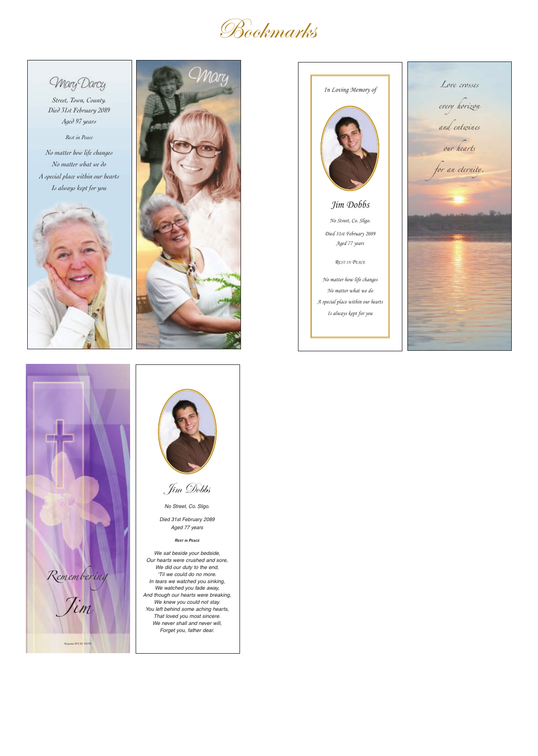# Bookmarks

Mary Darcy

Street, Town, County.
Died 31st February 2089
Aged 97 years

Rest in Peace

No matter how life changes
No matter what we do
A special place within our hearts
Is always kept for you

Mary

In Loving Memory of

Jim Dobbs

No Street, Co. Sligo.

Died 31st February 2089
Aged 77 years

REST IN PEACE

No matter how life changes
No matter what we do
A special place within our hearts
Is always kept for you

Love crosses
every horizon
and entwines
our hearts
for an eternity.

Remembering
Jim

Seasons 053 92 34359

Jim Dobbs

No Street, Co. Sligo.

Died 31st February 2089
Aged 77 years

REST IN PEACE

We sat beside your bedside,
Our hearts were crushed and sore,
We did our duty to the end,
'Til we could do no more.
In tears we watched you sinking,
We watched you fade away,
And though our hearts were breaking,
We knew you could not stay.
You left behind some aching hearts,
That loved you most sincere.
We never shall and never will,
Forget you, father dear.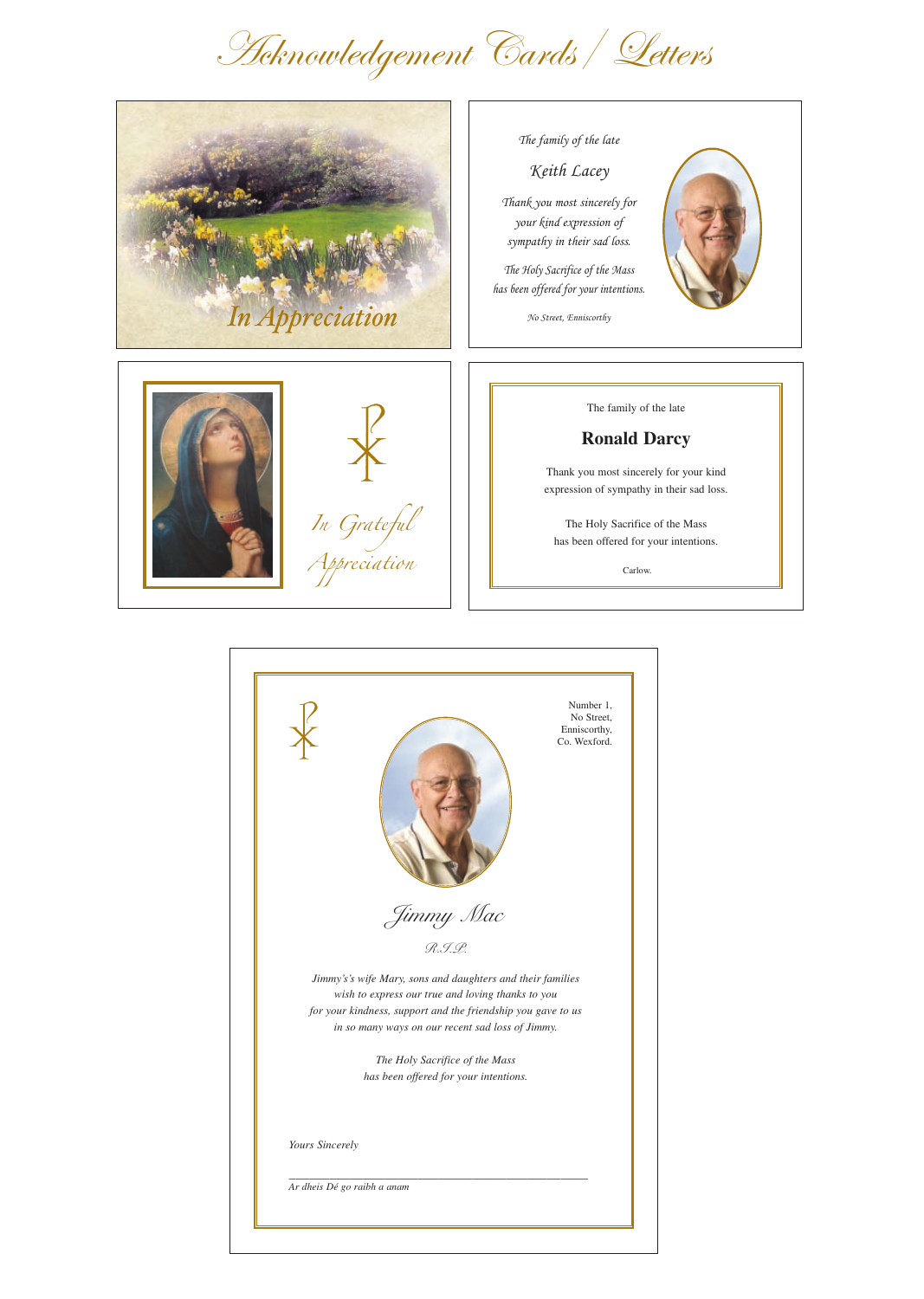# Acknowledgement Cards / Letters

In Appreciation

*The family of the late*

*Keith Lacey*

*Thank you most sincerely for your kind expression of sympathy in their sad loss.*

*The Holy Sacrifice of the Mass has been offered for your intentions.*

*No Street, Enniscorthy*

*In Grateful Appreciation*

The family of the late

**Ronald Darcy**

Thank you most sincerely for your kind expression of sympathy in their sad loss.

The Holy Sacrifice of the Mass has been offered for your intentions.

Carlow.

Number 1,
No Street,
Enniscorthy,
Co. Wexford.

*Jimmy Mac*

*R.I.P.*

*Jimmy's's wife Mary, sons and daughters and their families wish to express our true and loving thanks to you for your kindness, support and the friendship you gave to us in so many ways on our recent sad loss of Jimmy.*

*The Holy Sacrifice of the Mass has been offered for your intentions.*

*Yours Sincerely*

*Ar dheis Dé go raibh a anam*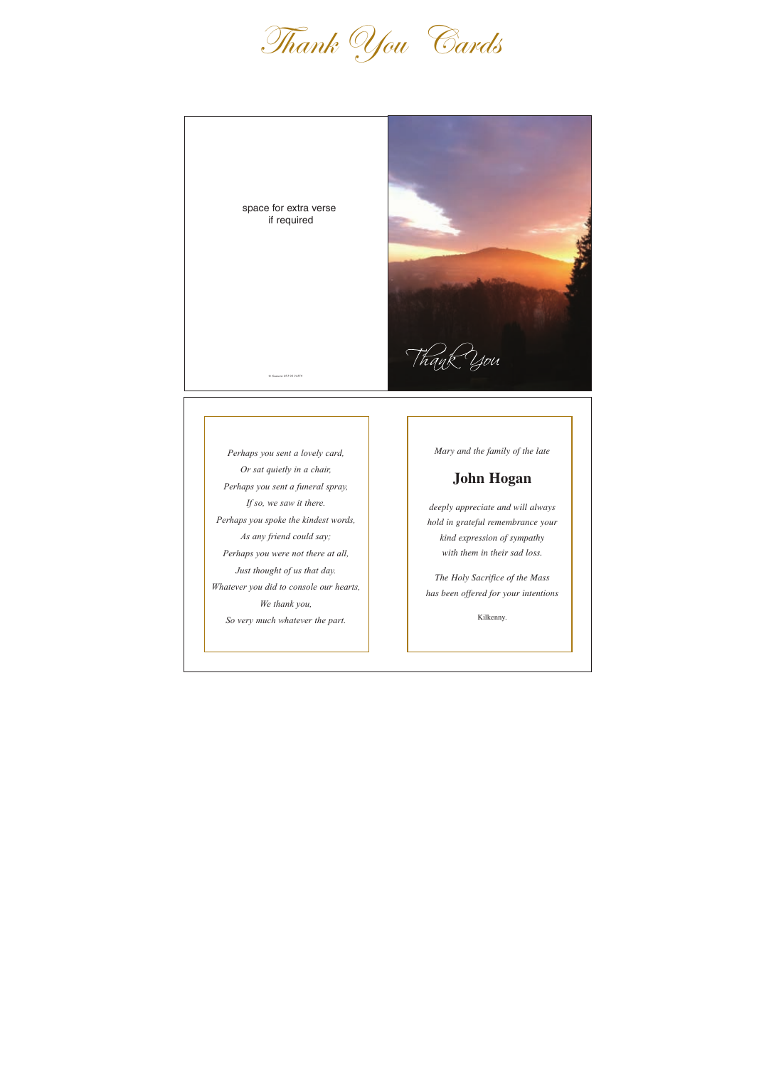# Thank You Cards

space for extra verse
if required

© Ts...

Thank You

*Perhaps you sent a lovely card,*
*Or sat quietly in a chair,*
*Perhaps you sent a funeral spray,*
*If so, we saw it there.*
*Perhaps you spoke the kindest words,*
*As any friend could say;*
*Perhaps you were not there at all,*
*Just thought of us that day.*
*Whatever you did to console our hearts,*
*We thank you,*
*So very much whatever the part.*

*Mary and the family of the late*

## John Hogan

*deeply appreciate and will always*
*hold in grateful remembrance your*
*kind expression of sympathy*
*with them in their sad loss.*

*The Holy Sacrifice of the Mass*
*has been offered for your intentions*

Kilkenny.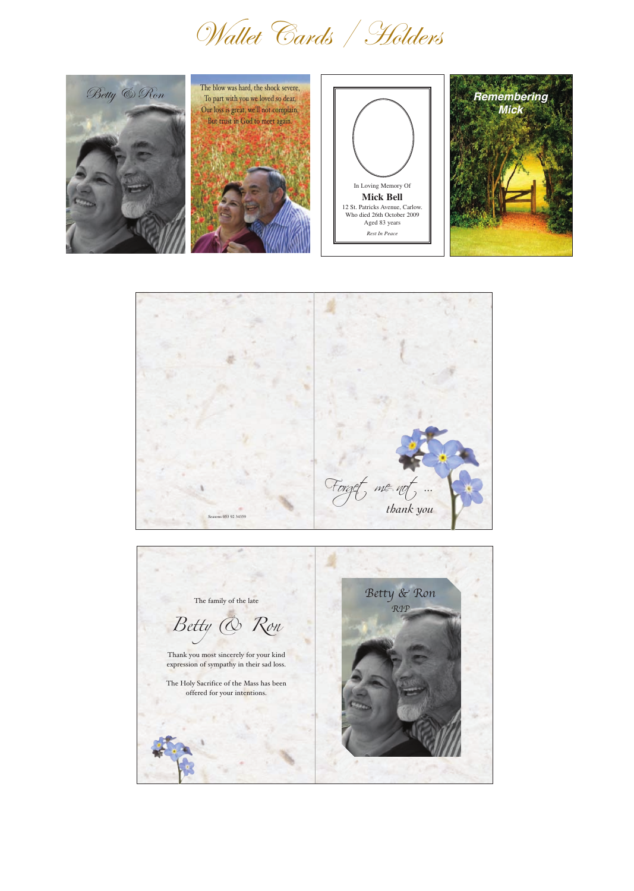# Wallet Cards / Holders

Betty & Ron

The blow was hard, the shock severe,
To part with you we loved so dear,
Our loss is great, we'll not complain,
But trust in God to meet again.

In Loving Memory Of

**Mick Bell**

12 St. Patricks Avenue, Carlow.
Who died 26th October 2009
Aged 83 years

*Rest In Peace*

**Remembering Mick**

Seasons 053 92 34359

*Forget me not ...*
*thank you*

The family of the late

*Betty & Ron*

Thank you most sincerely for your kind expression of sympathy in their sad loss.

The Holy Sacrifice of the Mass has been offered for your intentions.

Betty & Ron
RIP